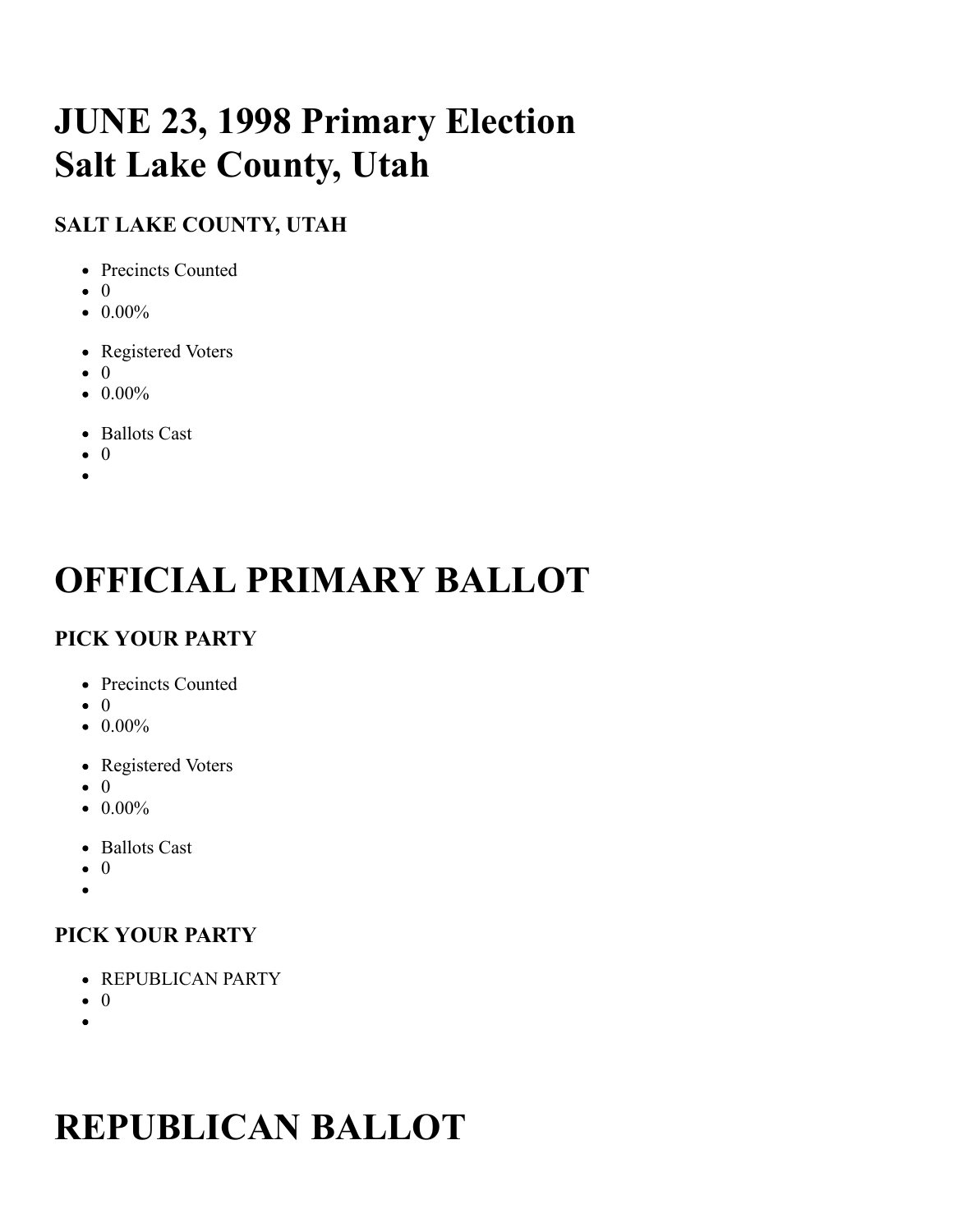# JUNE 23, 1998 Primary Election
# Salt Lake County, Utah

### SALT LAKE COUNTY, UTAH

- Precincts Counted
- 0
- 0.00%

- Registered Voters
- 0
- 0.00%

- Ballots Cast
- 0
- 

# OFFICIAL PRIMARY BALLOT

### PICK YOUR PARTY

- Precincts Counted
- 0
- 0.00%

- Registered Voters
- 0
- 0.00%

- Ballots Cast
- 0
- 

### PICK YOUR PARTY

- REPUBLICAN PARTY
- 0
- 

# REPUBLICAN BALLOT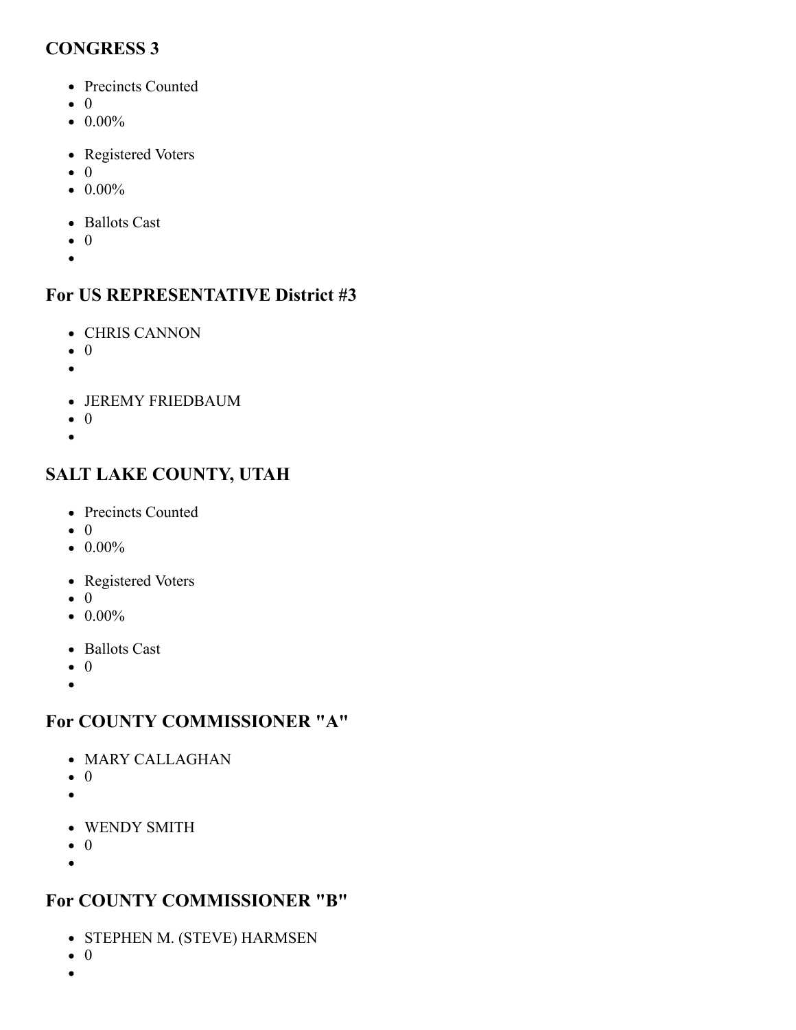### CONGRESS 3

- Precincts Counted
- 0
- 0.00%

- Registered Voters
- 0
- 0.00%

- Ballots Cast
- 0
-

### For US REPRESENTATIVE District #3

- CHRIS CANNON
- 0
-

- JEREMY FRIEDBAUM
- 0
-

### SALT LAKE COUNTY, UTAH

- Precincts Counted
- 0
- 0.00%

- Registered Voters
- 0
- 0.00%

- Ballots Cast
- 0
-

### For COUNTY COMMISSIONER "A"

- MARY CALLAGHAN
- 0
-

- WENDY SMITH
- 0
-

### For COUNTY COMMISSIONER "B"

- STEPHEN M. (STEVE) HARMSEN
- 0
-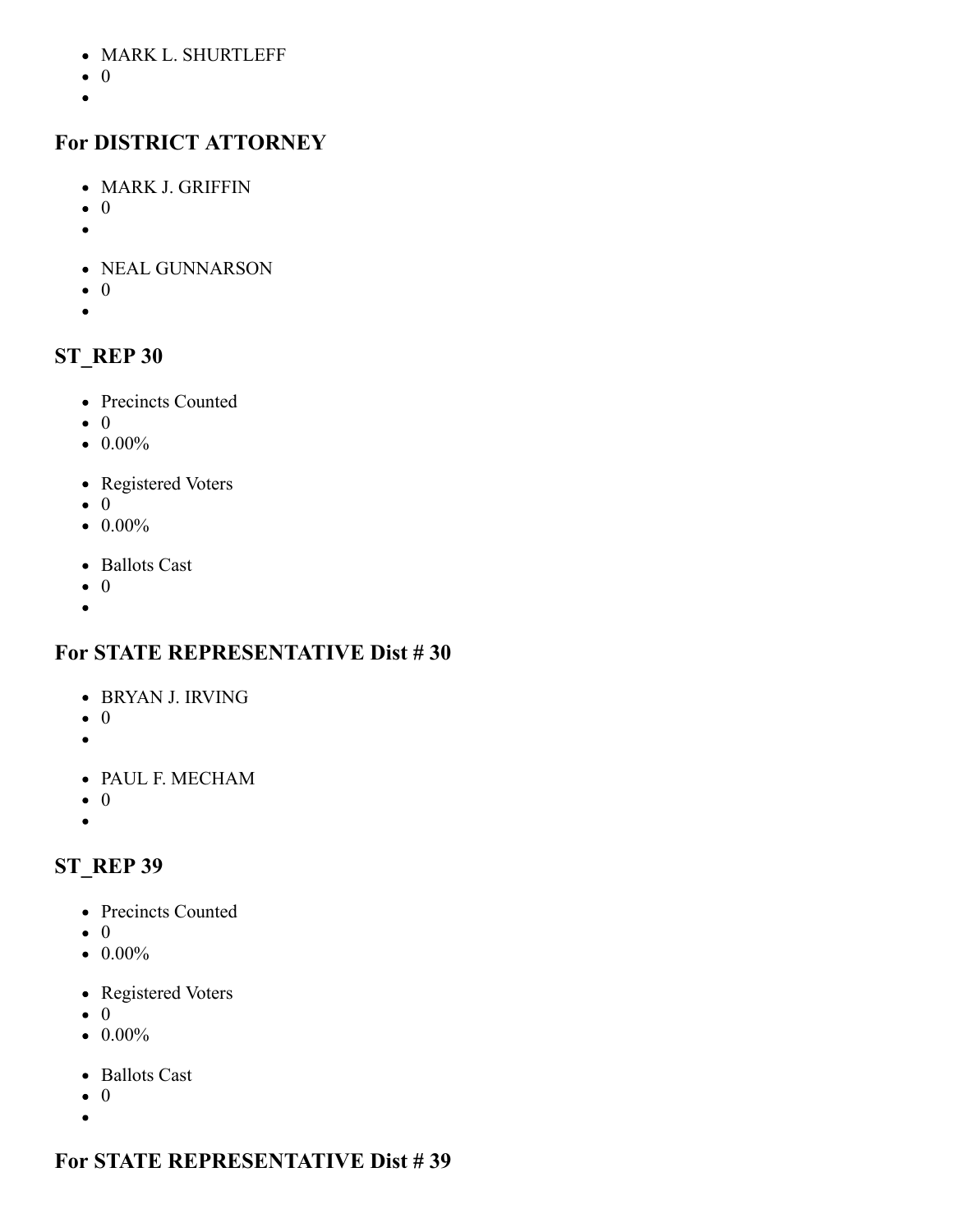- MARK L. SHURTLEFF
- 0
-

## For DISTRICT ATTORNEY

- MARK J. GRIFFIN
- 0
-

- NEAL GUNNARSON
- 0
-

## ST_REP 30

- Precincts Counted
- 0
- 0.00%

- Registered Voters
- 0
- 0.00%

- Ballots Cast
- 0
-

## For STATE REPRESENTATIVE Dist # 30

- BRYAN J. IRVING
- 0
-

- PAUL F. MECHAM
- 0
-

## ST_REP 39

- Precincts Counted
- 0
- 0.00%

- Registered Voters
- 0
- 0.00%

- Ballots Cast
- 0
-

## For STATE REPRESENTATIVE Dist # 39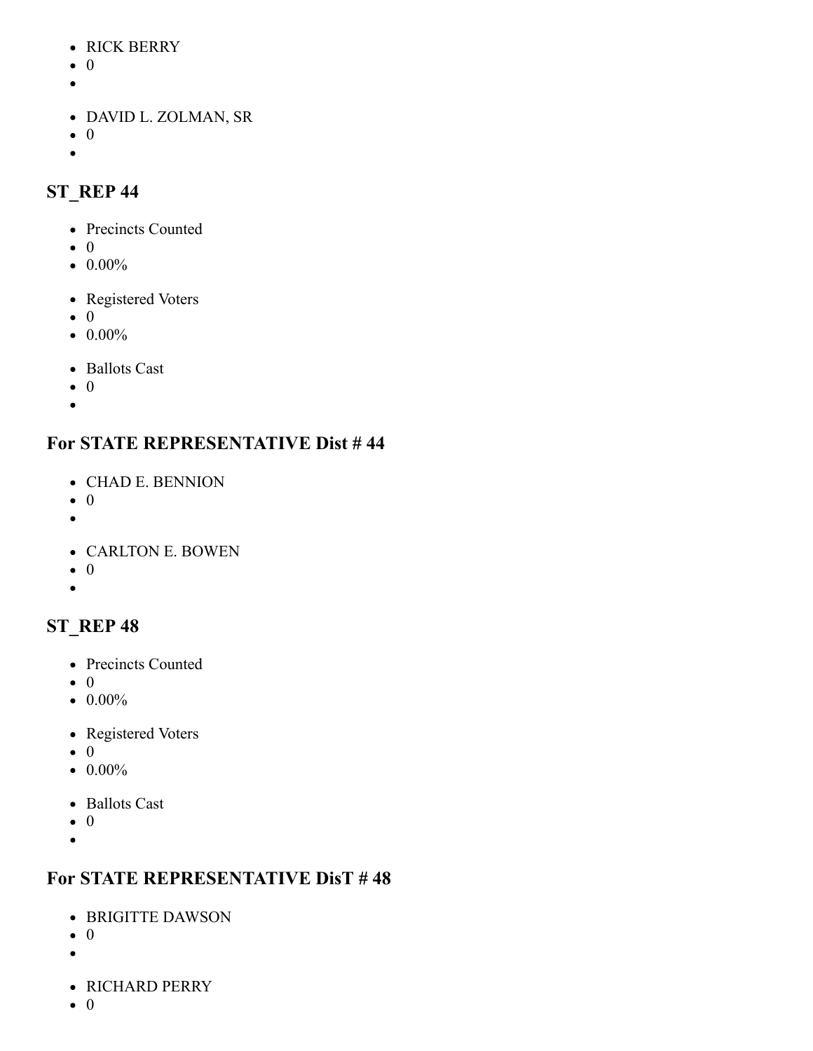- RICK BERRY
- 0
- 

- DAVID L. ZOLMAN, SR
- 0
- 

## ST_REP 44

- Precincts Counted
- 0
- 0.00%

- Registered Voters
- 0
- 0.00%

- Ballots Cast
- 0
- 

## For STATE REPRESENTATIVE Dist # 44

- CHAD E. BENNION
- 0
- 

- CARLTON E. BOWEN
- 0
- 

## ST_REP 48

- Precincts Counted
- 0
- 0.00%

- Registered Voters
- 0
- 0.00%

- Ballots Cast
- 0
- 

## For STATE REPRESENTATIVE DisT # 48

- BRIGITTE DAWSON
- 0
- 

- RICHARD PERRY
- 0